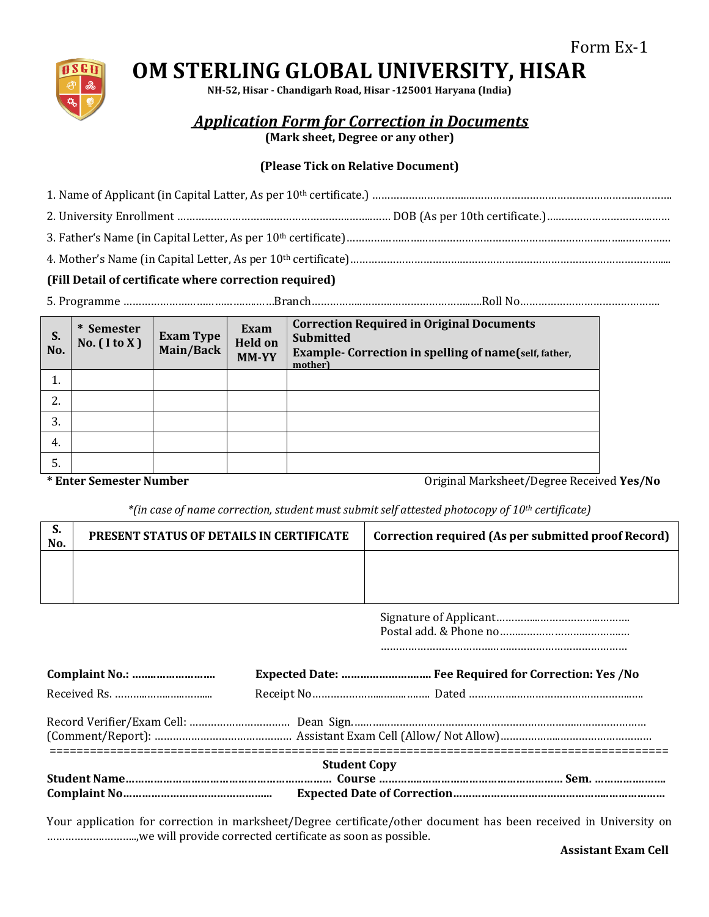Form Ex-1

# OM STERLING GLOBAL UNIVERSITY, HISAR

**NH-52, Hisar - Chandigarh Road, Hisar -125001 Haryana (India)**

## *Application Form for Correction in Documents*

**(Mark sheet, Degree or any other)**

**(Please Tick on Relative Document)**

1. Name of Applicant (in Capital Latter, As per 10th certificate.) ……………………………………………………………………………………
2. University Enrollment ……………………………………………………………… DOB (As per 10th certificate.)…………………………………
3. Father's Name (in Capital Letter, As per 10th certificate)……………………………………………………………………………………………
4. Mother's Name (in Capital Letter, As per 10th certificate)……………………………………………………………………………………………

**(Fill Detail of certificate where correction required)**

5. Programme ……………………………………………Branch……………………………………………….Roll No……………………………………….

| S. No. | * Semester No. ( I to X ) | Exam Type Main/Back | Exam Held on MM-YY | Correction Required in Original Documents Submitted Example- Correction in spelling of name(self, father, mother) |
|---|---|---|---|---|
| 1. | | | | |
| 2. | | | | |
| 3. | | | | |
| 4. | | | | |
| 5. | | | | |

**\* Enter Semester Number** Original Marksheet/Degree Received **Yes/No**

*\*(in case of name correction, student must submit self attested photocopy of 10th certificate)*

| S. No. | PRESENT STATUS OF DETAILS IN CERTIFICATE | Correction required (As per submitted proof Record) |
|---|---|---|
| | | |

Signature of Applicant……………………………………….
Postal add. & Phone no……………………………………..
……………………………………………………………………

**Complaint No.: ………………………** **Expected Date: ………………………. Fee Required for Correction: Yes /No**

Received Rs. …………………………… Receipt No………………………………… Dated …………………………………………………

Record Verifier/Exam Cell: …………………………… Dean Sign.………………………………………………………………………………
(Comment/Report): ……………………………………… Assistant Exam Cell (Allow/ Not Allow)…………………………………………

==========================================================================================

**Student Copy**

**Student Name………………………………………………………… Course ………………………………………………… Sem. ……………………**
**Complaint No………………………………………… Expected Date of Correction…………………………………………………………**

Your application for correction in marksheet/Degree certificate/other document has been received in University on …………………………,we will provide corrected certificate as soon as possible.

**Assistant Exam Cell**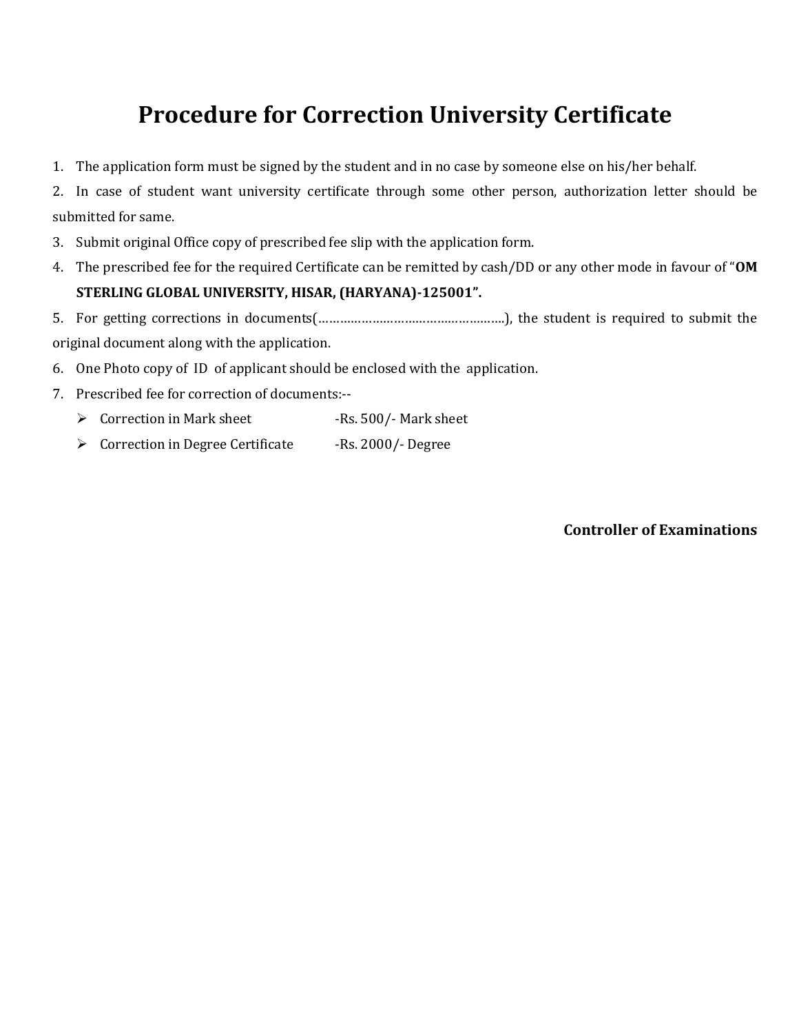# Procedure for Correction University Certificate

1. The application form must be signed by the student and in no case by someone else on his/her behalf.
2. In case of student want university certificate through some other person, authorization letter should be submitted for same.
3. Submit original Office copy of prescribed fee slip with the application form.
4. The prescribed fee for the required Certificate can be remitted by cash/DD or any other mode in favour of "**OM STERLING GLOBAL UNIVERSITY, HISAR, (HARYANA)-125001".**
5. For getting corrections in documents(……………………………………………), the student is required to submit the original document along with the application.
6. One Photo copy of ID of applicant should be enclosed with the application.
7. Prescribed fee for correction of documents:--
   - Correction in Mark sheet -Rs. 500/- Mark sheet
   - Correction in Degree Certificate -Rs. 2000/- Degree

**Controller of Examinations**